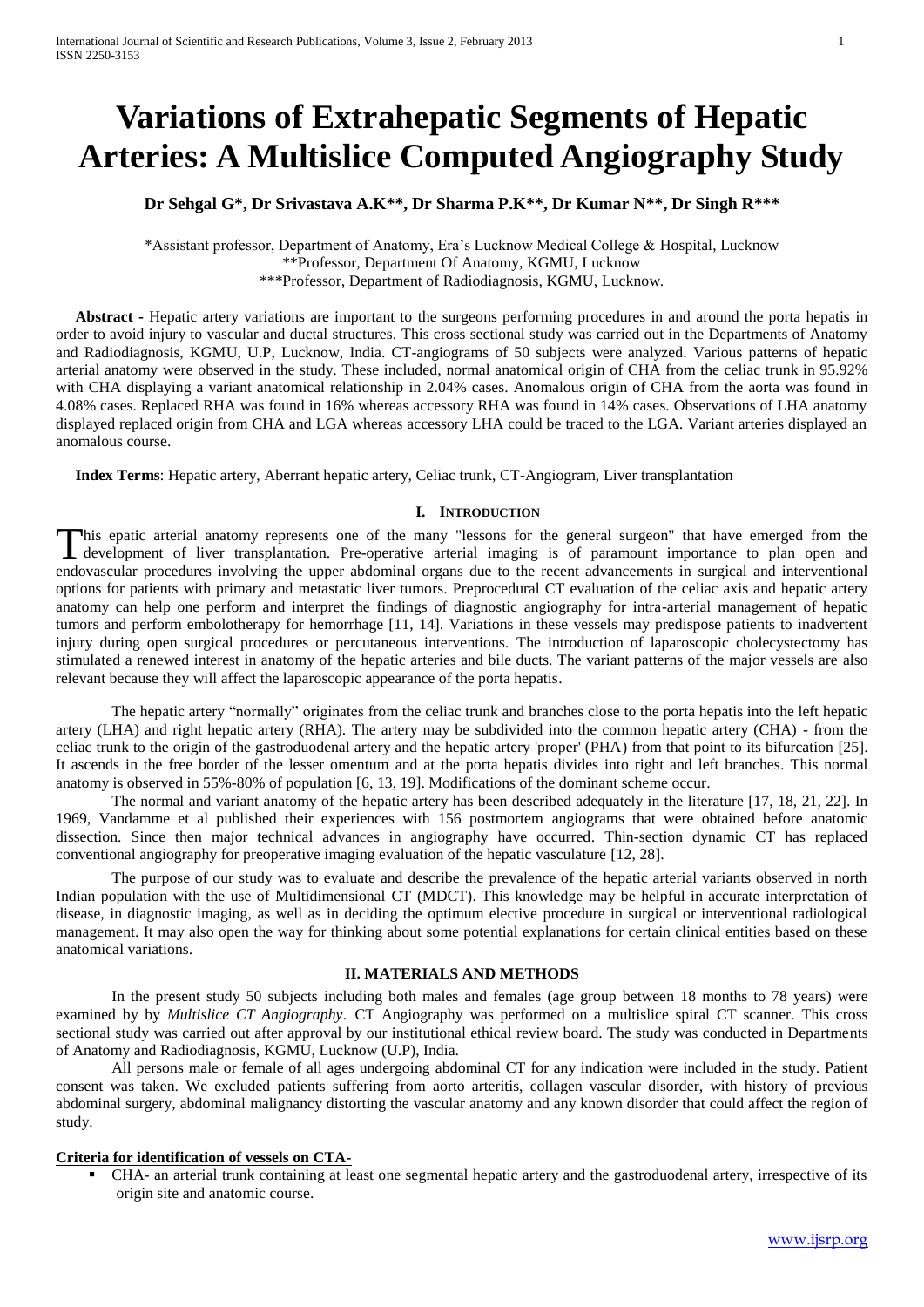# Variations of Extrahepatic Segments of Hepatic Arteries: A Multislice Computed Angiography Study

**Dr Sehgal G\*, Dr Srivastava A.K\*\*, Dr Sharma P.K\*\*, Dr Kumar N\*\*, Dr Singh R\*\*\***

\*Assistant professor, Department of Anatomy, Era's Lucknow Medical College & Hospital, Lucknow
\*\*Professor, Department Of Anatomy, KGMU, Lucknow
\*\*\*Professor, Department of Radiodiagnosis, KGMU, Lucknow.

**Abstract -** Hepatic artery variations are important to the surgeons performing procedures in and around the porta hepatis in order to avoid injury to vascular and ductal structures. This cross sectional study was carried out in the Departments of Anatomy and Radiodiagnosis, KGMU, U.P, Lucknow, India. CT-angiograms of 50 subjects were analyzed. Various patterns of hepatic arterial anatomy were observed in the study. These included, normal anatomical origin of CHA from the celiac trunk in 95.92% with CHA displaying a variant anatomical relationship in 2.04% cases. Anomalous origin of CHA from the aorta was found in 4.08% cases. Replaced RHA was found in 16% whereas accessory RHA was found in 14% cases. Observations of LHA anatomy displayed replaced origin from CHA and LGA whereas accessory LHA could be traced to the LGA. Variant arteries displayed an anomalous course.

**Index Terms**: Hepatic artery, Aberrant hepatic artery, Celiac trunk, CT-Angiogram, Liver transplantation

## I. Introduction

This epatic arterial anatomy represents one of the many "lessons for the general surgeon" that have emerged from the development of liver transplantation. Pre-operative arterial imaging is of paramount importance to plan open and endovascular procedures involving the upper abdominal organs due to the recent advancements in surgical and interventional options for patients with primary and metastatic liver tumors. Preprocedural CT evaluation of the celiac axis and hepatic artery anatomy can help one perform and interpret the findings of diagnostic angiography for intra-arterial management of hepatic tumors and perform embolotherapy for hemorrhage [11, 14]. Variations in these vessels may predispose patients to inadvertent injury during open surgical procedures or percutaneous interventions. The introduction of laparoscopic cholecystectomy has stimulated a renewed interest in anatomy of the hepatic arteries and bile ducts. The variant patterns of the major vessels are also relevant because they will affect the laparoscopic appearance of the porta hepatis.

The hepatic artery "normally" originates from the celiac trunk and branches close to the porta hepatis into the left hepatic artery (LHA) and right hepatic artery (RHA). The artery may be subdivided into the common hepatic artery (CHA) - from the celiac trunk to the origin of the gastroduodenal artery and the hepatic artery 'proper' (PHA) from that point to its bifurcation [25]. It ascends in the free border of the lesser omentum and at the porta hepatis divides into right and left branches. This normal anatomy is observed in 55%-80% of population [6, 13, 19]. Modifications of the dominant scheme occur.

The normal and variant anatomy of the hepatic artery has been described adequately in the literature [17, 18, 21, 22]. In 1969, Vandamme et al published their experiences with 156 postmortem angiograms that were obtained before anatomic dissection. Since then major technical advances in angiography have occurred. Thin-section dynamic CT has replaced conventional angiography for preoperative imaging evaluation of the hepatic vasculature [12, 28].

The purpose of our study was to evaluate and describe the prevalence of the hepatic arterial variants observed in north Indian population with the use of Multidimensional CT (MDCT). This knowledge may be helpful in accurate interpretation of disease, in diagnostic imaging, as well as in deciding the optimum elective procedure in surgical or interventional radiological management. It may also open the way for thinking about some potential explanations for certain clinical entities based on these anatomical variations.

## II. Materials and Methods

In the present study 50 subjects including both males and females (age group between 18 months to 78 years) were examined by by *Multislice CT Angiography*. CT Angiography was performed on a multislice spiral CT scanner. This cross sectional study was carried out after approval by our institutional ethical review board. The study was conducted in Departments of Anatomy and Radiodiagnosis, KGMU, Lucknow (U.P), India.

All persons male or female of all ages undergoing abdominal CT for any indication were included in the study. Patient consent was taken. We excluded patients suffering from aorto arteritis, collagen vascular disorder, with history of previous abdominal surgery, abdominal malignancy distorting the vascular anatomy and any known disorder that could affect the region of study.

**Criteria for identification of vessels on CTA-**

- CHA- an arterial trunk containing at least one segmental hepatic artery and the gastroduodenal artery, irrespective of its origin site and anatomic course.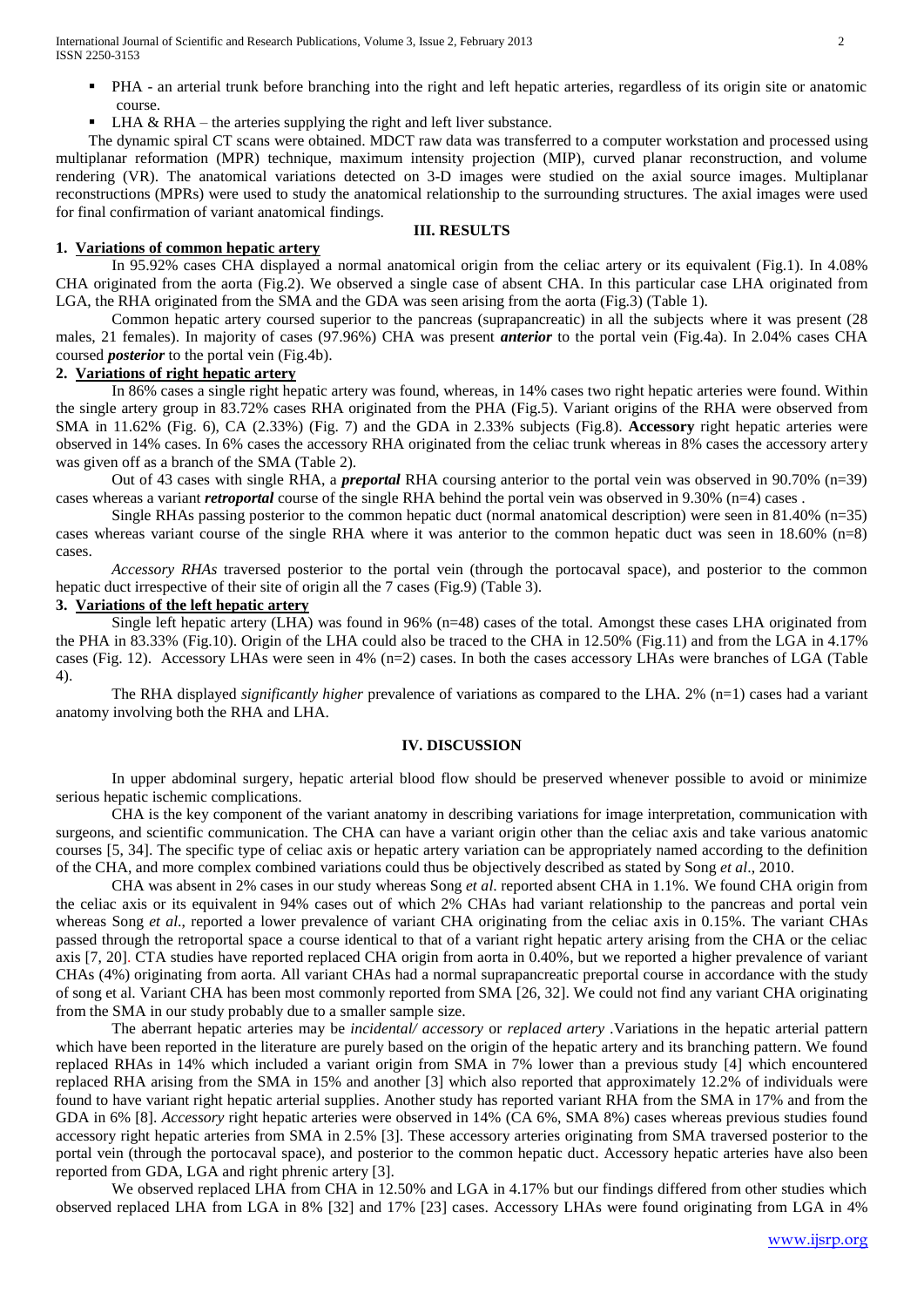- PHA - an arterial trunk before branching into the right and left hepatic arteries, regardless of its origin site or anatomic course.
- LHA & RHA – the arteries supplying the right and left liver substance.

The dynamic spiral CT scans were obtained. MDCT raw data was transferred to a computer workstation and processed using multiplanar reformation (MPR) technique, maximum intensity projection (MIP), curved planar reconstruction, and volume rendering (VR). The anatomical variations detected on 3-D images were studied on the axial source images. Multiplanar reconstructions (MPRs) were used to study the anatomical relationship to the surrounding structures. The axial images were used for final confirmation of variant anatomical findings.

## III. RESULTS

### 1. Variations of common hepatic artery

In 95.92% cases CHA displayed a normal anatomical origin from the celiac artery or its equivalent (Fig.1). In 4.08% CHA originated from the aorta (Fig.2). We observed a single case of absent CHA. In this particular case LHA originated from LGA, the RHA originated from the SMA and the GDA was seen arising from the aorta (Fig.3) (Table 1).

Common hepatic artery coursed superior to the pancreas (suprapancreatic) in all the subjects where it was present (28 males, 21 females). In majority of cases (97.96%) CHA was present ***anterior*** to the portal vein (Fig.4a). In 2.04% cases CHA coursed ***posterior*** to the portal vein (Fig.4b).

### 2. Variations of right hepatic artery

In 86% cases a single right hepatic artery was found, whereas, in 14% cases two right hepatic arteries were found. Within the single artery group in 83.72% cases RHA originated from the PHA (Fig.5). Variant origins of the RHA were observed from SMA in 11.62% (Fig. 6), CA (2.33%) (Fig. 7) and the GDA in 2.33% subjects (Fig.8). **Accessory** right hepatic arteries were observed in 14% cases. In 6% cases the accessory RHA originated from the celiac trunk whereas in 8% cases the accessory artery was given off as a branch of the SMA (Table 2).

Out of 43 cases with single RHA, a ***preportal*** RHA coursing anterior to the portal vein was observed in 90.70% (n=39) cases whereas a variant ***retroportal*** course of the single RHA behind the portal vein was observed in 9.30% (n=4) cases .

Single RHAs passing posterior to the common hepatic duct (normal anatomical description) were seen in 81.40% (n=35) cases whereas variant course of the single RHA where it was anterior to the common hepatic duct was seen in 18.60% (n=8) cases.

*Accessory RHAs* traversed posterior to the portal vein (through the portocaval space), and posterior to the common hepatic duct irrespective of their site of origin all the 7 cases (Fig.9) (Table 3).

### 3. Variations of the left hepatic artery

Single left hepatic artery (LHA) was found in 96% (n=48) cases of the total. Amongst these cases LHA originated from the PHA in 83.33% (Fig.10). Origin of the LHA could also be traced to the CHA in 12.50% (Fig.11) and from the LGA in 4.17% cases (Fig. 12). Accessory LHAs were seen in 4% (n=2) cases. In both the cases accessory LHAs were branches of LGA (Table 4).

The RHA displayed *significantly higher* prevalence of variations as compared to the LHA. 2% (n=1) cases had a variant anatomy involving both the RHA and LHA.

## IV. DISCUSSION

In upper abdominal surgery, hepatic arterial blood flow should be preserved whenever possible to avoid or minimize serious hepatic ischemic complications.

CHA is the key component of the variant anatomy in describing variations for image interpretation, communication with surgeons, and scientific communication. The CHA can have a variant origin other than the celiac axis and take various anatomic courses [5, 34]. The specific type of celiac axis or hepatic artery variation can be appropriately named according to the definition of the CHA, and more complex combined variations could thus be objectively described as stated by Song *et al*., 2010.

CHA was absent in 2% cases in our study whereas Song *et al*. reported absent CHA in 1.1%. We found CHA origin from the celiac axis or its equivalent in 94% cases out of which 2% CHAs had variant relationship to the pancreas and portal vein whereas Song *et al*., reported a lower prevalence of variant CHA originating from the celiac axis in 0.15%. The variant CHAs passed through the retroportal space a course identical to that of a variant right hepatic artery arising from the CHA or the celiac axis [7, 20]. CTA studies have reported replaced CHA origin from aorta in 0.40%, but we reported a higher prevalence of variant CHAs (4%) originating from aorta. All variant CHAs had a normal suprapancreatic preportal course in accordance with the study of song et al. Variant CHA has been most commonly reported from SMA [26, 32]. We could not find any variant CHA originating from the SMA in our study probably due to a smaller sample size.

The aberrant hepatic arteries may be *incidental/ accessory* or *replaced artery* .Variations in the hepatic arterial pattern which have been reported in the literature are purely based on the origin of the hepatic artery and its branching pattern. We found replaced RHAs in 14% which included a variant origin from SMA in 7% lower than a previous study [4] which encountered replaced RHA arising from the SMA in 15% and another [3] which also reported that approximately 12.2% of individuals were found to have variant right hepatic arterial supplies. Another study has reported variant RHA from the SMA in 17% and from the GDA in 6% [8]. *Accessory* right hepatic arteries were observed in 14% (CA 6%, SMA 8%) cases whereas previous studies found accessory right hepatic arteries from SMA in 2.5% [3]. These accessory arteries originating from SMA traversed posterior to the portal vein (through the portocaval space), and posterior to the common hepatic duct. Accessory hepatic arteries have also been reported from GDA, LGA and right phrenic artery [3].

We observed replaced LHA from CHA in 12.50% and LGA in 4.17% but our findings differed from other studies which observed replaced LHA from LGA in 8% [32] and 17% [23] cases. Accessory LHAs were found originating from LGA in 4%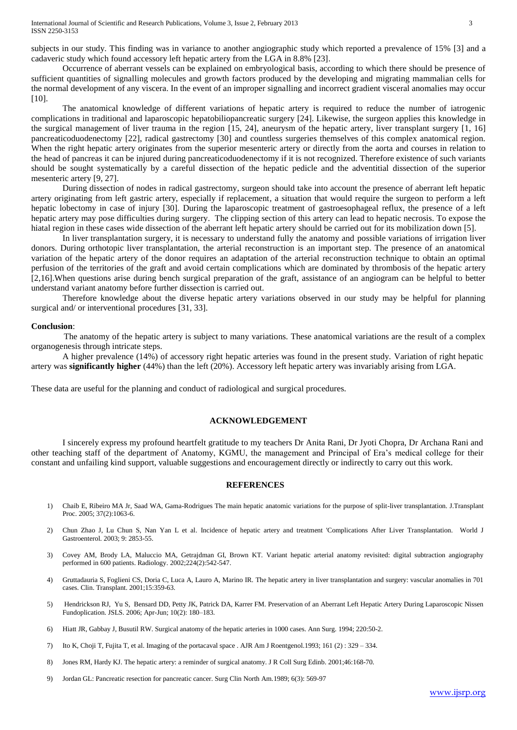subjects in our study. This finding was in variance to another angiographic study which reported a prevalence of 15% [3] and a cadaveric study which found accessory left hepatic artery from the LGA in 8.8% [23].

Occurrence of aberrant vessels can be explained on embryological basis, according to which there should be presence of sufficient quantities of signalling molecules and growth factors produced by the developing and migrating mammalian cells for the normal development of any viscera. In the event of an improper signalling and incorrect gradient visceral anomalies may occur [10].

The anatomical knowledge of different variations of hepatic artery is required to reduce the number of iatrogenic complications in traditional and laparoscopic hepatobiliopancreatic surgery [24]. Likewise, the surgeon applies this knowledge in the surgical management of liver trauma in the region [15, 24], aneurysm of the hepatic artery, liver transplant surgery [1, 16] pancreaticoduodenectomy [22], radical gastrectomy [30] and countless surgeries themselves of this complex anatomical region. When the right hepatic artery originates from the superior mesenteric artery or directly from the aorta and courses in relation to the head of pancreas it can be injured during pancreaticoduodenectomy if it is not recognized. Therefore existence of such variants should be sought systematically by a careful dissection of the hepatic pedicle and the adventitial dissection of the superior mesenteric artery [9, 27].

During dissection of nodes in radical gastrectomy, surgeon should take into account the presence of aberrant left hepatic artery originating from left gastric artery, especially if replacement, a situation that would require the surgeon to perform a left hepatic lobectomy in case of injury [30]. During the laparoscopic treatment of gastroesophageal reflux, the presence of a left hepatic artery may pose difficulties during surgery. The clipping section of this artery can lead to hepatic necrosis. To expose the hiatal region in these cases wide dissection of the aberrant left hepatic artery should be carried out for its mobilization down [5].

In liver transplantation surgery, it is necessary to understand fully the anatomy and possible variations of irrigation liver donors. During orthotopic liver transplantation, the arterial reconstruction is an important step. The presence of an anatomical variation of the hepatic artery of the donor requires an adaptation of the arterial reconstruction technique to obtain an optimal perfusion of the territories of the graft and avoid certain complications which are dominated by thrombosis of the hepatic artery [2,16].When questions arise during bench surgical preparation of the graft, assistance of an angiogram can be helpful to better understand variant anatomy before further dissection is carried out.

Therefore knowledge about the diverse hepatic artery variations observed in our study may be helpful for planning surgical and/ or interventional procedures [31, 33].

**Conclusion**:

The anatomy of the hepatic artery is subject to many variations. These anatomical variations are the result of a complex organogenesis through intricate steps.

A higher prevalence (14%) of accessory right hepatic arteries was found in the present study. Variation of right hepatic artery was **significantly higher** (44%) than the left (20%). Accessory left hepatic artery was invariably arising from LGA.

These data are useful for the planning and conduct of radiological and surgical procedures.

## ACKNOWLEDGEMENT

I sincerely express my profound heartfelt gratitude to my teachers Dr Anita Rani, Dr Jyoti Chopra, Dr Archana Rani and other teaching staff of the department of Anatomy, KGMU, the management and Principal of Era's medical college for their constant and unfailing kind support, valuable suggestions and encouragement directly or indirectly to carry out this work.

## REFERENCES

1) Chaib E, Ribeiro MA Jr, Saad WA, Gama-Rodrigues The main hepatic anatomic variations for the purpose of split-liver transplantation. J.Transplant Proc. 2005; 37(2):1063-6.

2) Chun Zhao J, Lu Chun S, Nan Yan L et al. Incidence of hepatic artery and treatment 'Complications After Liver Transplantation. World J Gastroenterol. 2003; 9: 2853-55.

3) Covey AM, Brody LA, Maluccio MA, Getrajdman GI, Brown KT. Variant hepatic arterial anatomy revisited: digital subtraction angiography performed in 600 patients. Radiology. 2002;224(2):542-547.

4) Gruttadauria S, Foglieni CS, Doria C, Luca A, Lauro A, Marino IR. The hepatic artery in liver transplantation and surgery: vascular anomalies in 701 cases. Clin. Transplant. 2001;15:359-63.

5) Hendrickson RJ, Yu S, Bensard DD, Petty JK, Patrick DA, Karrer FM. Preservation of an Aberrant Left Hepatic Artery During Laparoscopic Nissen Fundoplication. JSLS. 2006; Apr-Jun; 10(2): 180–183.

6) Hiatt JR, Gabbay J, Busutil RW. Surgical anatomy of the hepatic arteries in 1000 cases. Ann Surg. 1994; 220:50-2.

7) Ito K, Choji T, Fujita T, et al. Imaging of the portacaval space . AJR Am J Roentgenol.1993; 161 (2) : 329 – 334.

8) Jones RM, Hardy KJ. The hepatic artery: a reminder of surgical anatomy. J R Coll Surg Edinb. 2001;46:168-70.

9) Jordan GL: Pancreatic resection for pancreatic cancer. Surg Clin North Am.1989; 6(3): 569-97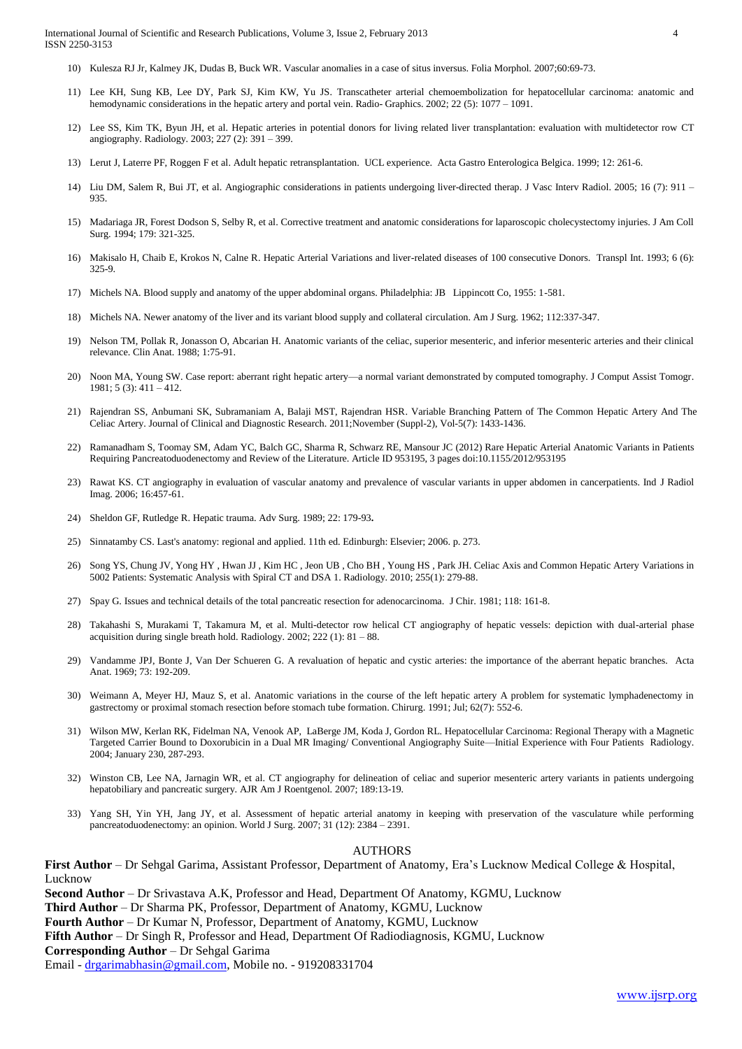10) Kulesza RJ Jr, Kalmey JK, Dudas B, Buck WR. Vascular anomalies in a case of situs inversus. Folia Morphol. 2007;60:69-73.

11) Lee KH, Sung KB, Lee DY, Park SJ, Kim KW, Yu JS. Transcatheter arterial chemoembolization for hepatocellular carcinoma: anatomic and hemodynamic considerations in the hepatic artery and portal vein. Radio- Graphics. 2002; 22 (5): 1077 – 1091.

12) Lee SS, Kim TK, Byun JH, et al. Hepatic arteries in potential donors for living related liver transplantation: evaluation with multidetector row CT angiography. Radiology. 2003; 227 (2): 391 – 399.

13) Lerut J, Laterre PF, Roggen F et al. Adult hepatic retransplantation. UCL experience. Acta Gastro Enterologica Belgica. 1999; 12: 261-6.

14) Liu DM, Salem R, Bui JT, et al. Angiographic considerations in patients undergoing liver-directed therap. J Vasc Interv Radiol. 2005; 16 (7): 911 – 935.

15) Madariaga JR, Forest Dodson S, Selby R, et al. Corrective treatment and anatomic considerations for laparoscopic cholecystectomy injuries. J Am Coll Surg. 1994; 179: 321-325.

16) Makisalo H, Chaib E, Krokos N, Calne R. Hepatic Arterial Variations and liver-related diseases of 100 consecutive Donors. Transpl Int. 1993; 6 (6): 325-9.

17) Michels NA. Blood supply and anatomy of the upper abdominal organs. Philadelphia: JB Lippincott Co, 1955: 1-581.

18) Michels NA. Newer anatomy of the liver and its variant blood supply and collateral circulation. Am J Surg. 1962; 112:337-347.

19) Nelson TM, Pollak R, Jonasson O, Abcarian H. Anatomic variants of the celiac, superior mesenteric, and inferior mesenteric arteries and their clinical relevance. Clin Anat. 1988; 1:75-91.

20) Noon MA, Young SW. Case report: aberrant right hepatic artery—a normal variant demonstrated by computed tomography. J Comput Assist Tomogr. 1981; 5 (3): 411 – 412.

21) Rajendran SS, Anbumani SK, Subramaniam A, Balaji MST, Rajendran HSR. Variable Branching Pattern of The Common Hepatic Artery And The Celiac Artery. Journal of Clinical and Diagnostic Research. 2011;November (Suppl-2), Vol-5(7): 1433-1436.

22) Ramanadham S, Toomay SM, Adam YC, Balch GC, Sharma R, Schwarz RE, Mansour JC (2012) Rare Hepatic Arterial Anatomic Variants in Patients Requiring Pancreatoduodenectomy and Review of the Literature. Article ID 953195, 3 pages doi:10.1155/2012/953195

23) Rawat KS. CT angiography in evaluation of vascular anatomy and prevalence of vascular variants in upper abdomen in cancerpatients. Ind J Radiol Imag. 2006; 16:457-61.

24) Sheldon GF, Rutledge R. Hepatic trauma. Adv Surg. 1989; 22: 179-93**.**

25) Sinnatamby CS. Last's anatomy: regional and applied. 11th ed. Edinburgh: Elsevier; 2006. p. 273.

26) Song YS, Chung JV, Yong HY , Hwan JJ , Kim HC , Jeon UB , Cho BH , Young HS , Park JH. Celiac Axis and Common Hepatic Artery Variations in 5002 Patients: Systematic Analysis with Spiral CT and DSA 1. Radiology. 2010; 255(1): 279-88.

27) Spay G. Issues and technical details of the total pancreatic resection for adenocarcinoma. J Chir. 1981; 118: 161-8.

28) Takahashi S, Murakami T, Takamura M, et al. Multi-detector row helical CT angiography of hepatic vessels: depiction with dual-arterial phase acquisition during single breath hold. Radiology. 2002; 222 (1): 81 – 88.

29) Vandamme JPJ, Bonte J, Van Der Schueren G. A revaluation of hepatic and cystic arteries: the importance of the aberrant hepatic branches. Acta Anat. 1969; 73: 192-209.

30) Weimann A, Meyer HJ, Mauz S, et al. Anatomic variations in the course of the left hepatic artery A problem for systematic lymphadenectomy in gastrectomy or proximal stomach resection before stomach tube formation. Chirurg. 1991; Jul; 62(7): 552-6.

31) Wilson MW, Kerlan RK, Fidelman NA, Venook AP, LaBerge JM, Koda J, Gordon RL. Hepatocellular Carcinoma: Regional Therapy with a Magnetic Targeted Carrier Bound to Doxorubicin in a Dual MR Imaging/ Conventional Angiography Suite—Initial Experience with Four Patients Radiology. 2004; January 230, 287-293.

32) Winston CB, Lee NA, Jarnagin WR, et al. CT angiography for delineation of celiac and superior mesenteric artery variants in patients undergoing hepatobiliary and pancreatic surgery. AJR Am J Roentgenol. 2007; 189:13-19.

33) Yang SH, Yin YH, Jang JY, et al. Assessment of hepatic arterial anatomy in keeping with preservation of the vasculature while performing pancreatoduodenectomy: an opinion. World J Surg. 2007; 31 (12): 2384 – 2391.

## AUTHORS

**First Author** – Dr Sehgal Garima, Assistant Professor, Department of Anatomy, Era's Lucknow Medical College & Hospital, Lucknow

**Second Author** – Dr Srivastava A.K, Professor and Head, Department Of Anatomy, KGMU, Lucknow

**Third Author** – Dr Sharma PK, Professor, Department of Anatomy, KGMU, Lucknow

**Fourth Author** – Dr Kumar N, Professor, Department of Anatomy, KGMU, Lucknow

**Fifth Author** – Dr Singh R, Professor and Head, Department Of Radiodiagnosis, KGMU, Lucknow

**Corresponding Author** – Dr Sehgal Garima

Email - drgarimabhasin@gmail.com, Mobile no. - 919208331704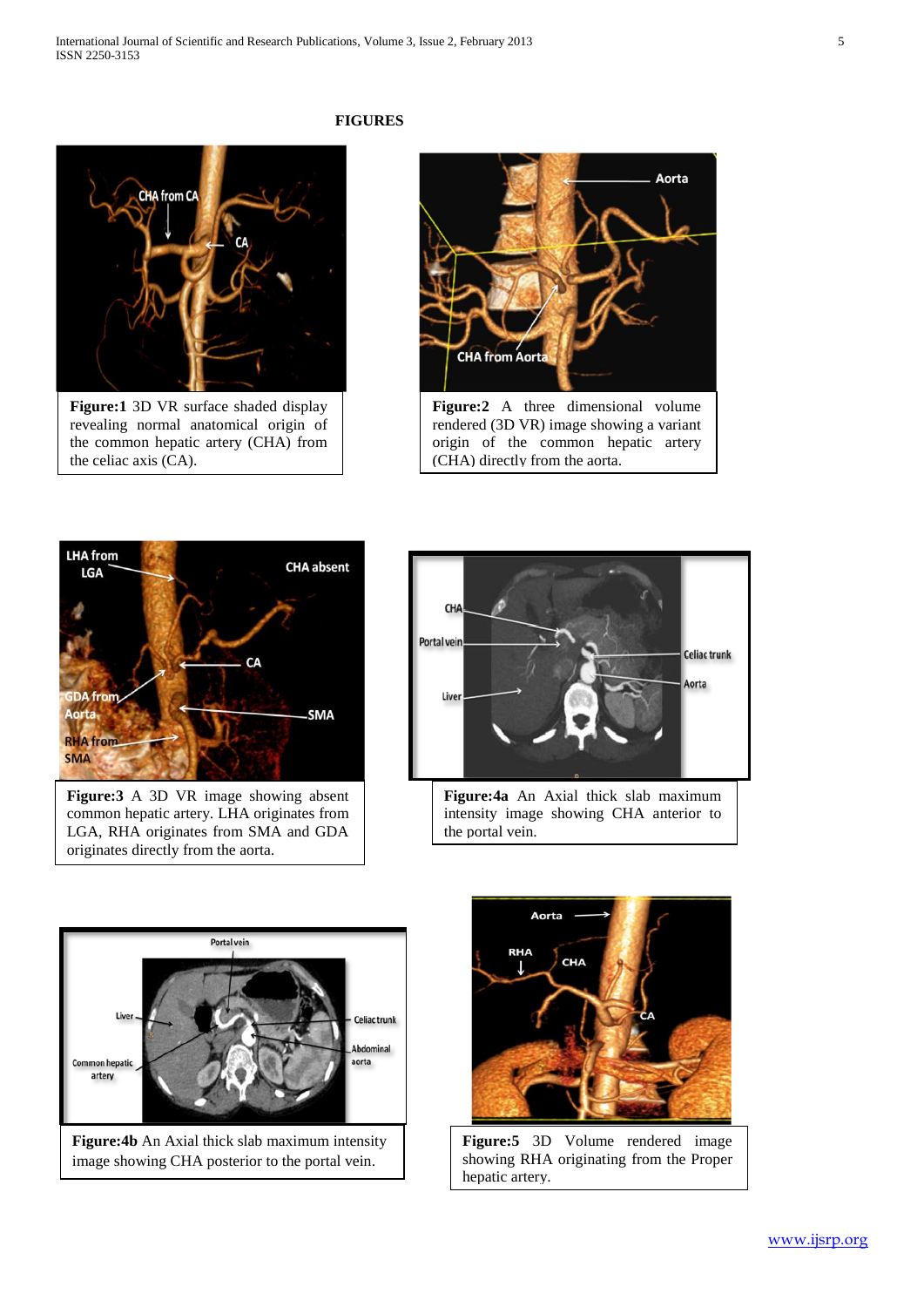# FIGURES

**Figure:1** 3D VR surface shaded display revealing normal anatomical origin of the common hepatic artery (CHA) from the celiac axis (CA).

**Figure:2** A three dimensional volume rendered (3D VR) image showing a variant origin of the common hepatic artery (CHA) directly from the aorta.

**Figure:3** A 3D VR image showing absent common hepatic artery. LHA originates from LGA, RHA originates from SMA and GDA originates directly from the aorta.

**Figure:4a** An Axial thick slab maximum intensity image showing CHA anterior to the portal vein.

**Figure:4b** An Axial thick slab maximum intensity image showing CHA posterior to the portal vein.

**Figure:5** 3D Volume rendered image showing RHA originating from the Proper hepatic artery.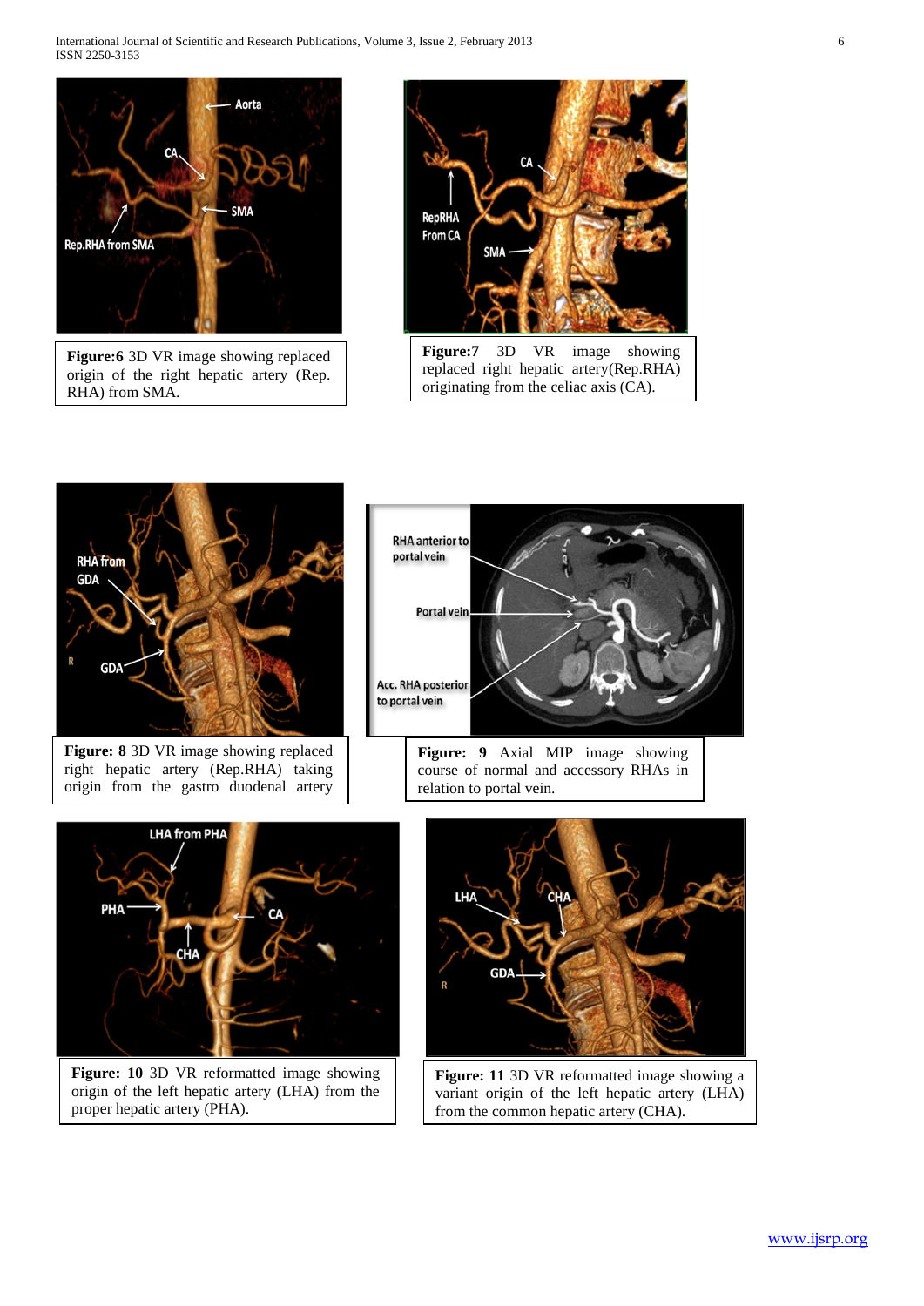**Figure:6** 3D VR image showing replaced origin of the right hepatic artery (Rep. RHA) from SMA.

**Figure:7** 3D VR image showing replaced right hepatic artery(Rep.RHA) originating from the celiac axis (CA).

**Figure: 8** 3D VR image showing replaced right hepatic artery (Rep.RHA) taking origin from the gastro duodenal artery

**Figure: 9** Axial MIP image showing course of normal and accessory RHAs in relation to portal vein.

**Figure: 10** 3D VR reformatted image showing origin of the left hepatic artery (LHA) from the proper hepatic artery (PHA).

**Figure: 11** 3D VR reformatted image showing a variant origin of the left hepatic artery (LHA) from the common hepatic artery (CHA).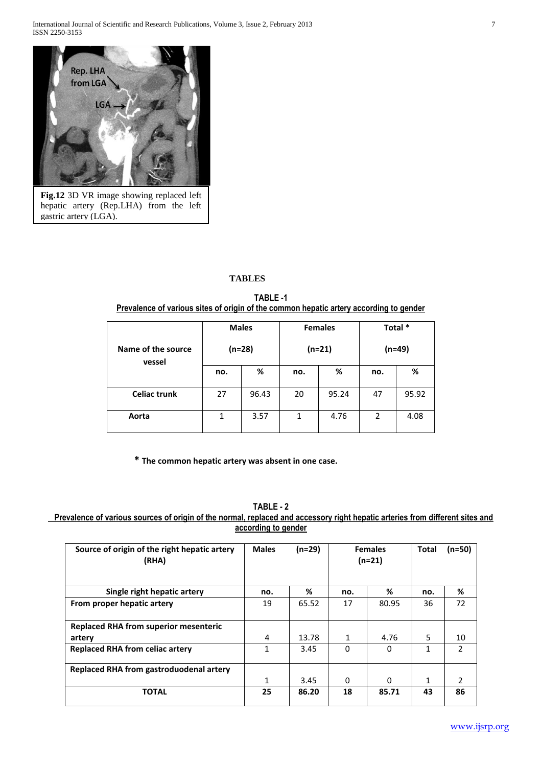**Fig.12** 3D VR image showing replaced left hepatic artery (Rep.LHA) from the left gastric artery (LGA).

## TABLES

**TABLE -1**

**Prevalence of various sites of origin of the common hepatic artery according to gender**

| Name of the source vessel | Males (n=28) | | Females (n=21) | | Total * (n=49) | |
|---|---|---|---|---|---|---|
| | no. | % | no. | % | no. | % |
| **Celiac trunk** | 27 | 96.43 | 20 | 95.24 | 47 | 95.92 |
| **Aorta** | 1 | 3.57 | 1 | 4.76 | 2 | 4.08 |

**\* The common hepatic artery was absent in one case.**

**TABLE - 2**

**Prevalence of various sources of origin of the normal, replaced and accessory right hepatic arteries from different sites and according to gender**

| Source of origin of the right hepatic artery (RHA) | Males (n=29) | | Females (n=21) | | Total (n=50) | |
|---|---|---|---|---|---|---|
| **Single right hepatic artery** | **no.** | **%** | **no.** | **%** | **no.** | **%** |
| **From proper hepatic artery** | 19 | 65.52 | 17 | 80.95 | 36 | 72 |
| **Replaced RHA from superior mesenteric artery** | 4 | 13.78 | 1 | 4.76 | 5 | 10 |
| **Replaced RHA from celiac artery** | 1 | 3.45 | 0 | 0 | 1 | 2 |
| **Replaced RHA from gastroduodenal artery** | 1 | 3.45 | 0 | 0 | 1 | 2 |
| **TOTAL** | **25** | **86.20** | **18** | **85.71** | **43** | **86** |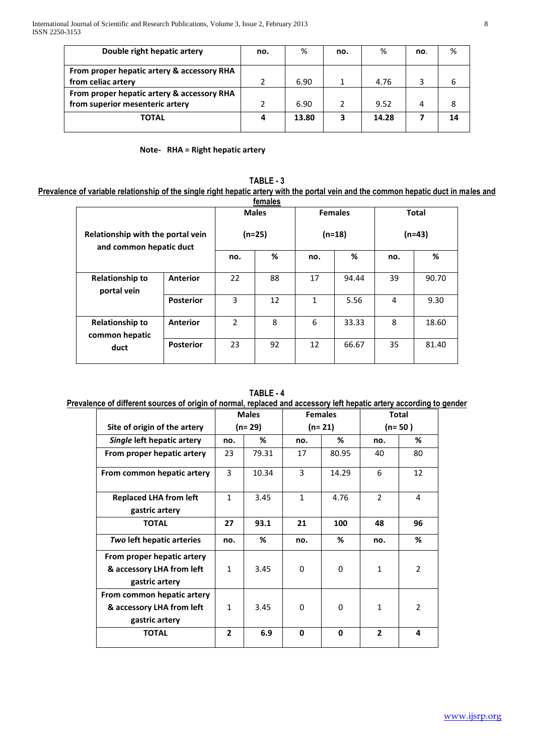| Double right hepatic artery | no. | % | no. | % | no. | % |
| --- | --- | --- | --- | --- | --- | --- |
| From proper hepatic artery & accessory RHA from celiac artery | 2 | 6.90 | 1 | 4.76 | 3 | 6 |
| From proper hepatic artery & accessory RHA from superior mesenteric artery | 2 | 6.90 | 2 | 9.52 | 4 | 8 |
| **TOTAL** | **4** | **13.80** | **3** | **14.28** | **7** | **14** |

**Note- RHA = Right hepatic artery**

**TABLE - 3**

**Prevalence of variable relationship of the single right hepatic artery with the portal vein and the common hepatic duct in males and females**

| Relationship with the portal vein and common hepatic duct | | Males (n=25) | | Females (n=18) | | Total (n=43) | |
| --- | --- | --- | --- | --- | --- | --- | --- |
| | | no. | % | no. | % | no. | % |
| **Relationship to portal vein** | **Anterior** | 22 | 88 | 17 | 94.44 | 39 | 90.70 |
| | **Posterior** | 3 | 12 | 1 | 5.56 | 4 | 9.30 |
| **Relationship to common hepatic duct** | **Anterior** | 2 | 8 | 6 | 33.33 | 8 | 18.60 |
| | **Posterior** | 23 | 92 | 12 | 66.67 | 35 | 81.40 |

**TABLE - 4**

**Prevalence of different sources of origin of normal, replaced and accessory left hepatic artery according to gender**

| Site of origin of the artery | Males (n= 29) | | Females (n= 21) | | Total (n= 50 ) | |
| --- | --- | --- | --- | --- | --- | --- |
| ***Single* left hepatic artery** | **no.** | **%** | **no.** | **%** | **no.** | **%** |
| **From proper hepatic artery** | 23 | 79.31 | 17 | 80.95 | 40 | 80 |
| **From common hepatic artery** | 3 | 10.34 | 3 | 14.29 | 6 | 12 |
| **Replaced LHA from left gastric artery** | 1 | 3.45 | 1 | 4.76 | 2 | 4 |
| **TOTAL** | **27** | **93.1** | **21** | **100** | **48** | **96** |
| ***Two* left hepatic arteries** | **no.** | **%** | **no.** | **%** | **no.** | **%** |
| **From proper hepatic artery & accessory LHA from left gastric artery** | 1 | 3.45 | 0 | 0 | 1 | 2 |
| **From common hepatic artery & accessory LHA from left gastric artery** | 1 | 3.45 | 0 | 0 | 1 | 2 |
| **TOTAL** | **2** | **6.9** | **0** | **0** | **2** | **4** |